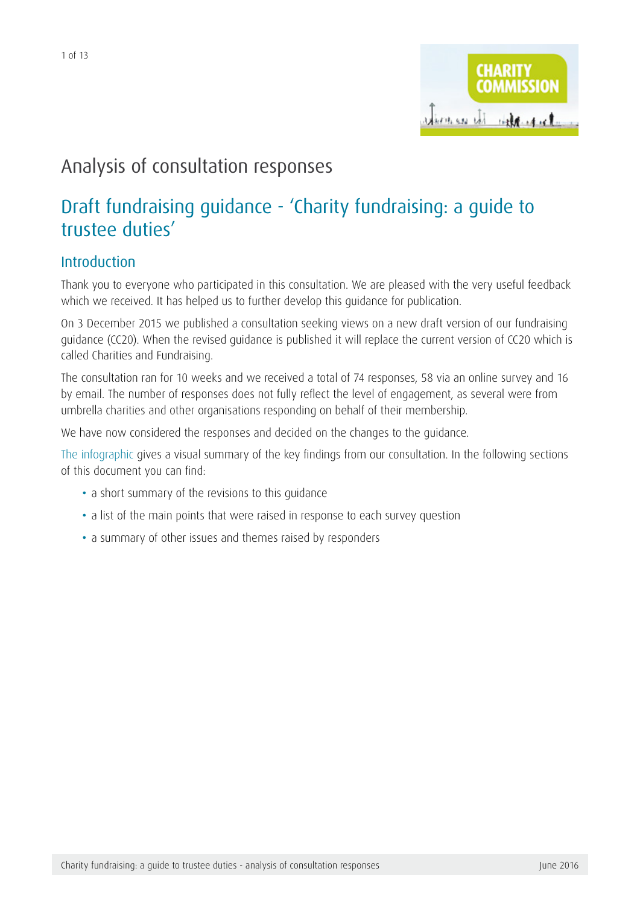# Analysis of consultation responses

## Draft fundraising guidance - 'Charity fundraising: a guide to trustee duties'

### Introduction

Thank you to everyone who participated in this consultation. We are pleased with the very useful feedback which we received. It has helped us to further develop this guidance for publication.

On 3 December 2015 we published a consultation seeking views on a new draft version of our fundraising guidance (CC20). When the revised guidance is published it will replace the current version of CC20 which is called Charities and Fundraising.

The consultation ran for 10 weeks and we received a total of 74 responses, 58 via an online survey and 16 by email. The number of responses does not fully reflect the level of engagement, as several were from umbrella charities and other organisations responding on behalf of their membership.

We have now considered the responses and decided on the changes to the guidance.

The infographic gives a visual summary of the key findings from our consultation. In the following sections of this document you can find:

- a short summary of the revisions to this guidance
- a list of the main points that were raised in response to each survey question
- a summary of other issues and themes raised by responders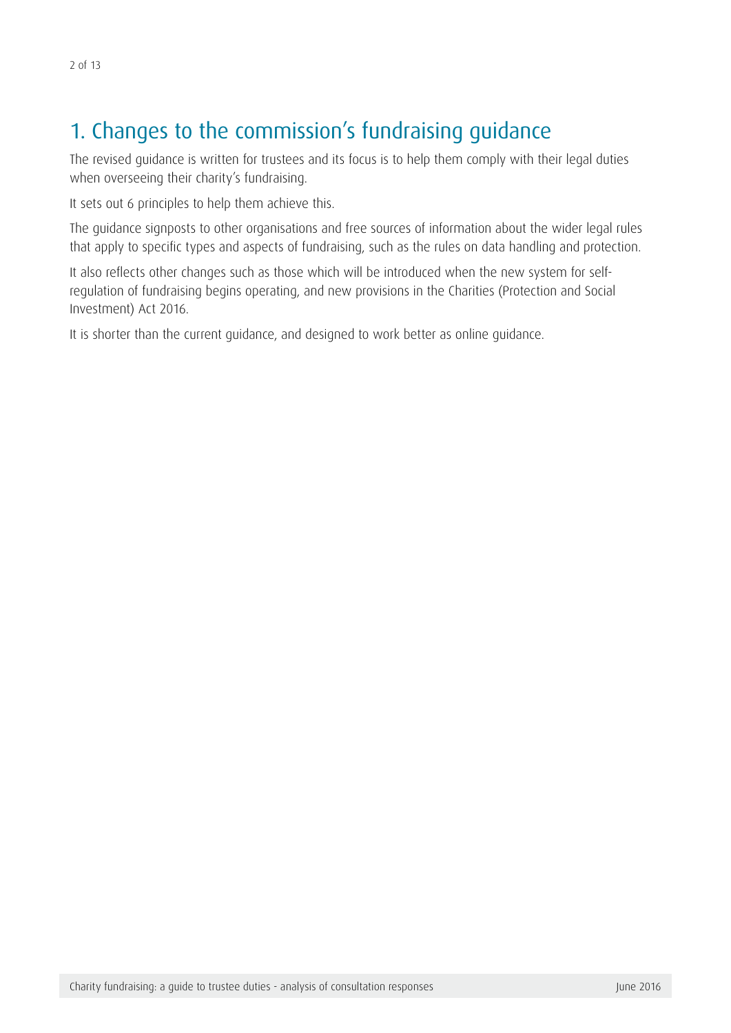# 1. Changes to the commission's fundraising guidance

The revised guidance is written for trustees and its focus is to help them comply with their legal duties when overseeing their charity's fundraising.

It sets out 6 principles to help them achieve this.

The guidance signposts to other organisations and free sources of information about the wider legal rules that apply to specific types and aspects of fundraising, such as the rules on data handling and protection.

It also reflects other changes such as those which will be introduced when the new system for self-regulation of fundraising begins operating, and new provisions in the Charities (Protection and Social Investment) Act 2016.

It is shorter than the current guidance, and designed to work better as online guidance.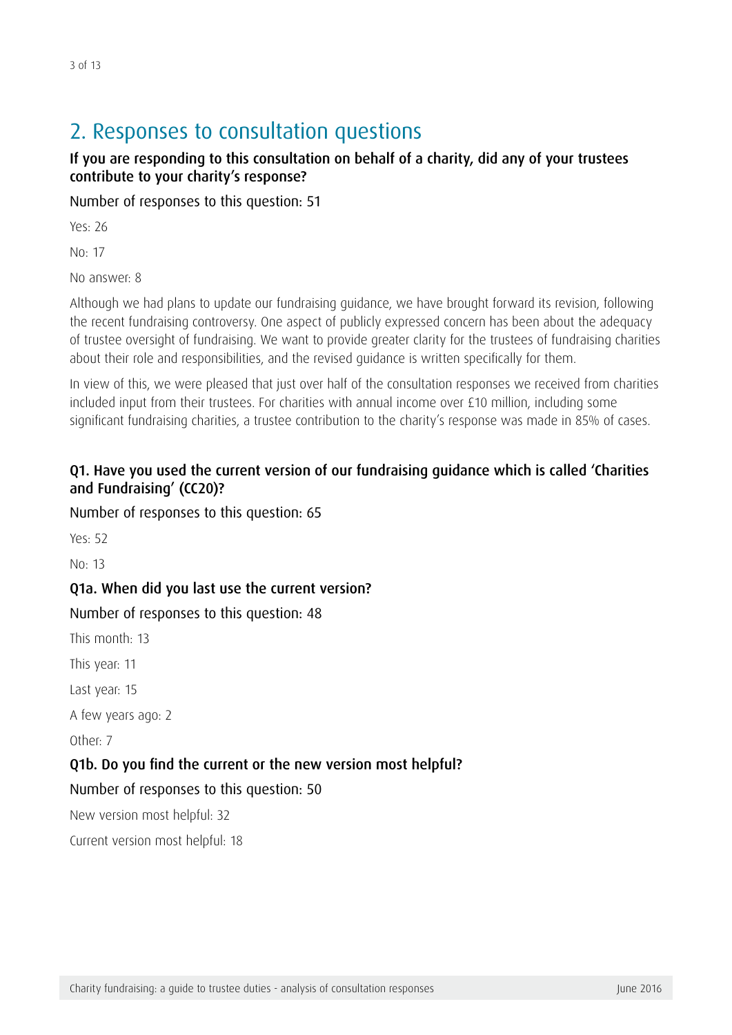## 2. Responses to consultation questions

### If you are responding to this consultation on behalf of a charity, did any of your trustees contribute to your charity's response?

Number of responses to this question: 51

Yes: 26

No: 17

No answer: 8

Although we had plans to update our fundraising guidance, we have brought forward its revision, following the recent fundraising controversy. One aspect of publicly expressed concern has been about the adequacy of trustee oversight of fundraising. We want to provide greater clarity for the trustees of fundraising charities about their role and responsibilities, and the revised guidance is written specifically for them.

In view of this, we were pleased that just over half of the consultation responses we received from charities included input from their trustees. For charities with annual income over £10 million, including some significant fundraising charities, a trustee contribution to the charity's response was made in 85% of cases.

### Q1. Have you used the current version of our fundraising guidance which is called 'Charities and Fundraising' (CC20)?

Number of responses to this question: 65

Yes: 52

No: 13

### Q1a. When did you last use the current version?

Number of responses to this question: 48

This month: 13

This year: 11

Last year: 15

A few years ago: 2

Other: 7

### Q1b. Do you find the current or the new version most helpful?

Number of responses to this question: 50

New version most helpful: 32

Current version most helpful: 18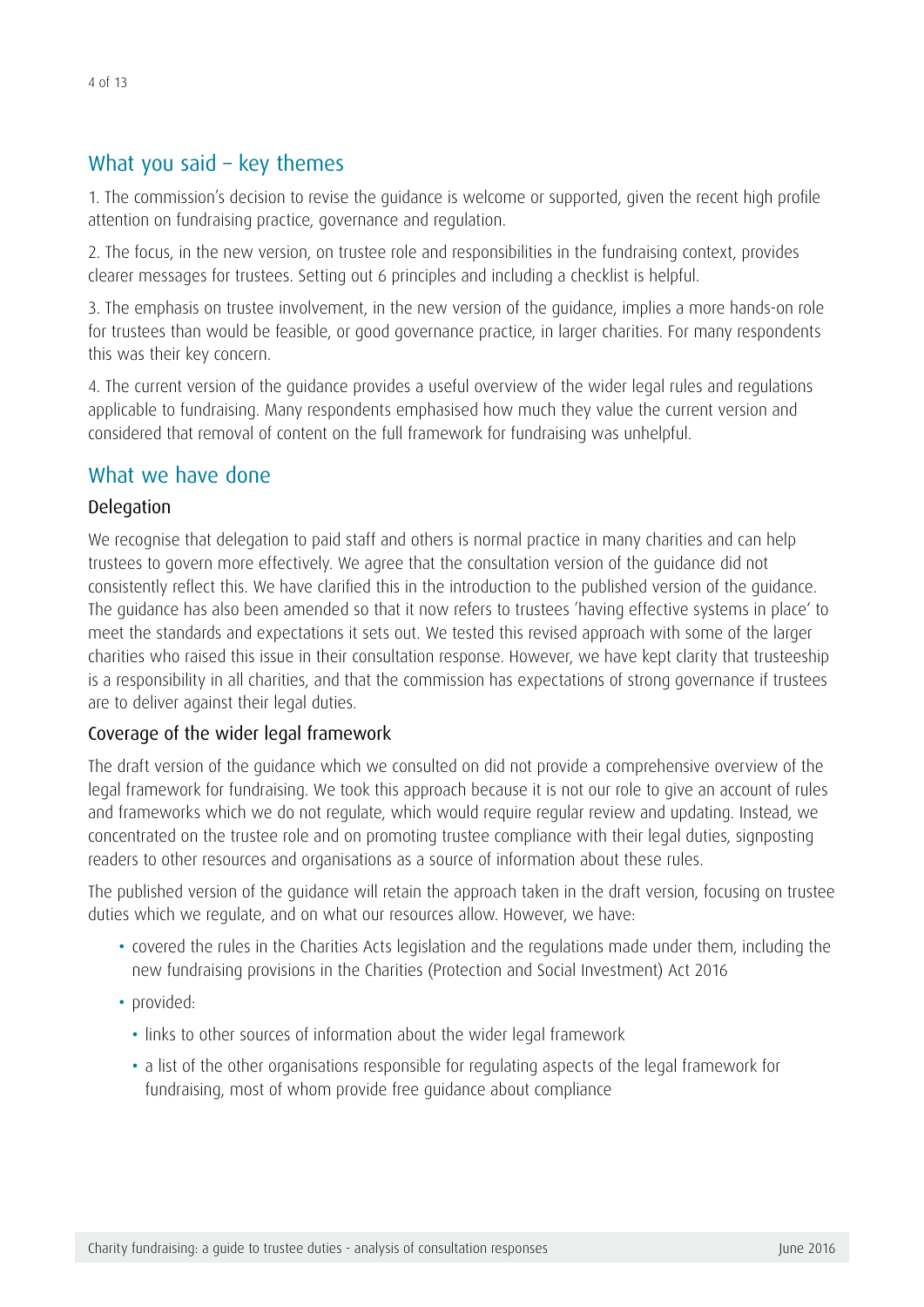## What you said – key themes

1. The commission's decision to revise the guidance is welcome or supported, given the recent high profile attention on fundraising practice, governance and regulation.

2. The focus, in the new version, on trustee role and responsibilities in the fundraising context, provides clearer messages for trustees. Setting out 6 principles and including a checklist is helpful.

3. The emphasis on trustee involvement, in the new version of the guidance, implies a more hands-on role for trustees than would be feasible, or good governance practice, in larger charities. For many respondents this was their key concern.

4. The current version of the guidance provides a useful overview of the wider legal rules and regulations applicable to fundraising. Many respondents emphasised how much they value the current version and considered that removal of content on the full framework for fundraising was unhelpful.

## What we have done

### Delegation

We recognise that delegation to paid staff and others is normal practice in many charities and can help trustees to govern more effectively. We agree that the consultation version of the guidance did not consistently reflect this. We have clarified this in the introduction to the published version of the guidance. The guidance has also been amended so that it now refers to trustees 'having effective systems in place' to meet the standards and expectations it sets out. We tested this revised approach with some of the larger charities who raised this issue in their consultation response. However, we have kept clarity that trusteeship is a responsibility in all charities, and that the commission has expectations of strong governance if trustees are to deliver against their legal duties.

### Coverage of the wider legal framework

The draft version of the guidance which we consulted on did not provide a comprehensive overview of the legal framework for fundraising. We took this approach because it is not our role to give an account of rules and frameworks which we do not regulate, which would require regular review and updating. Instead, we concentrated on the trustee role and on promoting trustee compliance with their legal duties, signposting readers to other resources and organisations as a source of information about these rules.

The published version of the guidance will retain the approach taken in the draft version, focusing on trustee duties which we regulate, and on what our resources allow. However, we have:

- covered the rules in the Charities Acts legislation and the regulations made under them, including the new fundraising provisions in the Charities (Protection and Social Investment) Act 2016
- provided:
  - links to other sources of information about the wider legal framework
  - a list of the other organisations responsible for regulating aspects of the legal framework for fundraising, most of whom provide free guidance about compliance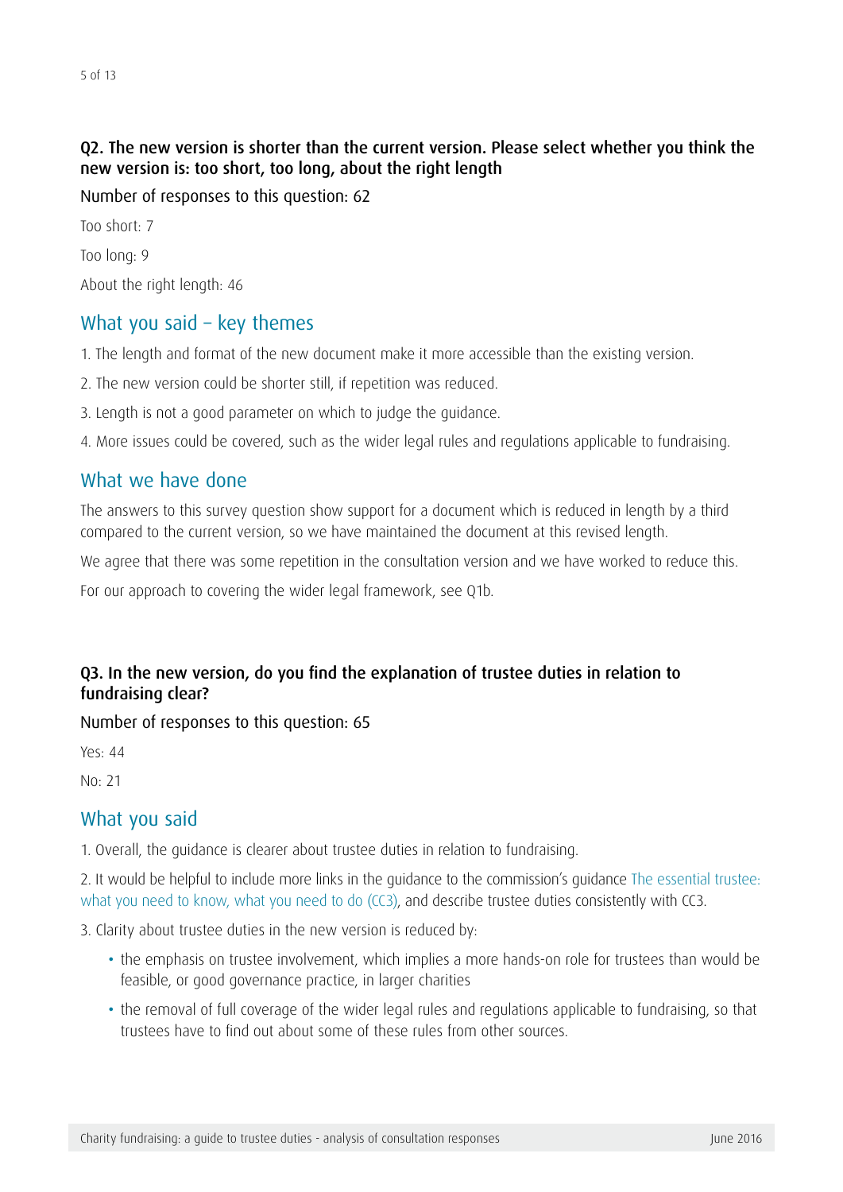### Q2. The new version is shorter than the current version. Please select whether you think the new version is: too short, too long, about the right length

Number of responses to this question: 62

Too short: 7

Too long: 9

About the right length: 46

## What you said – key themes

1. The length and format of the new document make it more accessible than the existing version.
2. The new version could be shorter still, if repetition was reduced.
3. Length is not a good parameter on which to judge the guidance.
4. More issues could be covered, such as the wider legal rules and regulations applicable to fundraising.

## What we have done

The answers to this survey question show support for a document which is reduced in length by a third compared to the current version, so we have maintained the document at this revised length.

We agree that there was some repetition in the consultation version and we have worked to reduce this.

For our approach to covering the wider legal framework, see Q1b.

### Q3. In the new version, do you find the explanation of trustee duties in relation to fundraising clear?

Number of responses to this question: 65

Yes: 44

No: 21

## What you said

1. Overall, the guidance is clearer about trustee duties in relation to fundraising.
2. It would be helpful to include more links in the guidance to the commission's guidance The essential trustee: what you need to know, what you need to do (CC3), and describe trustee duties consistently with CC3.
3. Clarity about trustee duties in the new version is reduced by:
   - the emphasis on trustee involvement, which implies a more hands-on role for trustees than would be feasible, or good governance practice, in larger charities
   - the removal of full coverage of the wider legal rules and regulations applicable to fundraising, so that trustees have to find out about some of these rules from other sources.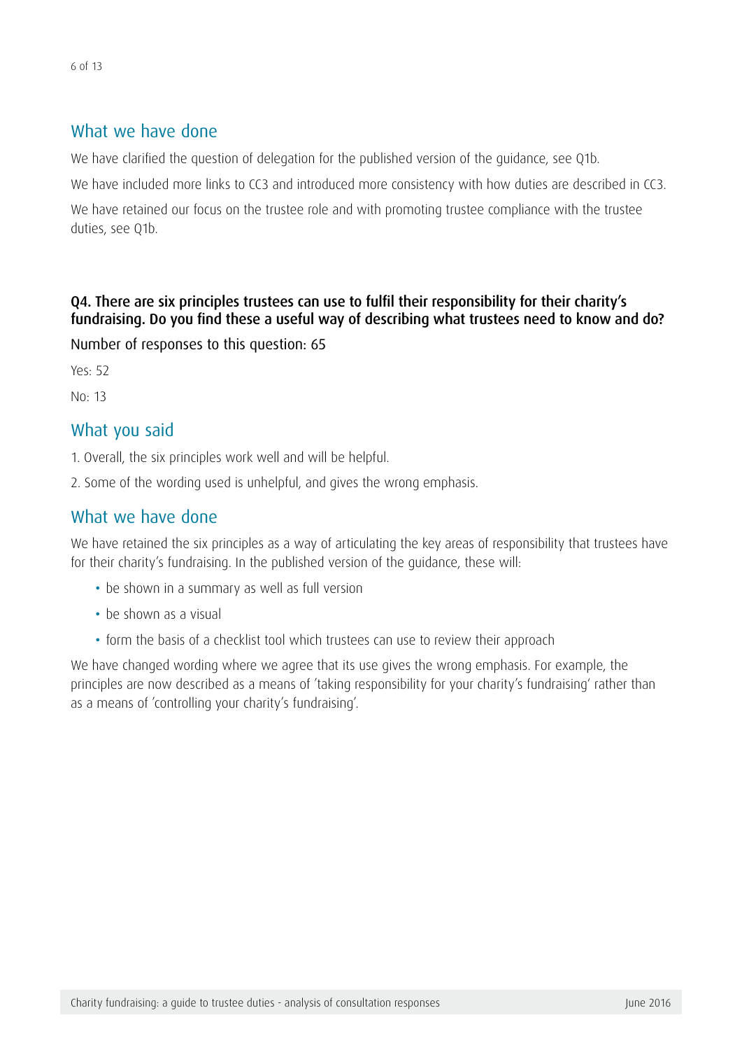## What we have done

We have clarified the question of delegation for the published version of the guidance, see Q1b.

We have included more links to CC3 and introduced more consistency with how duties are described in CC3.

We have retained our focus on the trustee role and with promoting trustee compliance with the trustee duties, see Q1b.

### Q4. There are six principles trustees can use to fulfil their responsibility for their charity's fundraising. Do you find these a useful way of describing what trustees need to know and do?

Number of responses to this question: 65

Yes: 52

No: 13

## What you said

1. Overall, the six principles work well and will be helpful.
2. Some of the wording used is unhelpful, and gives the wrong emphasis.

## What we have done

We have retained the six principles as a way of articulating the key areas of responsibility that trustees have for their charity's fundraising. In the published version of the guidance, these will:

- be shown in a summary as well as full version
- be shown as a visual
- form the basis of a checklist tool which trustees can use to review their approach

We have changed wording where we agree that its use gives the wrong emphasis. For example, the principles are now described as a means of 'taking responsibility for your charity's fundraising' rather than as a means of 'controlling your charity's fundraising'.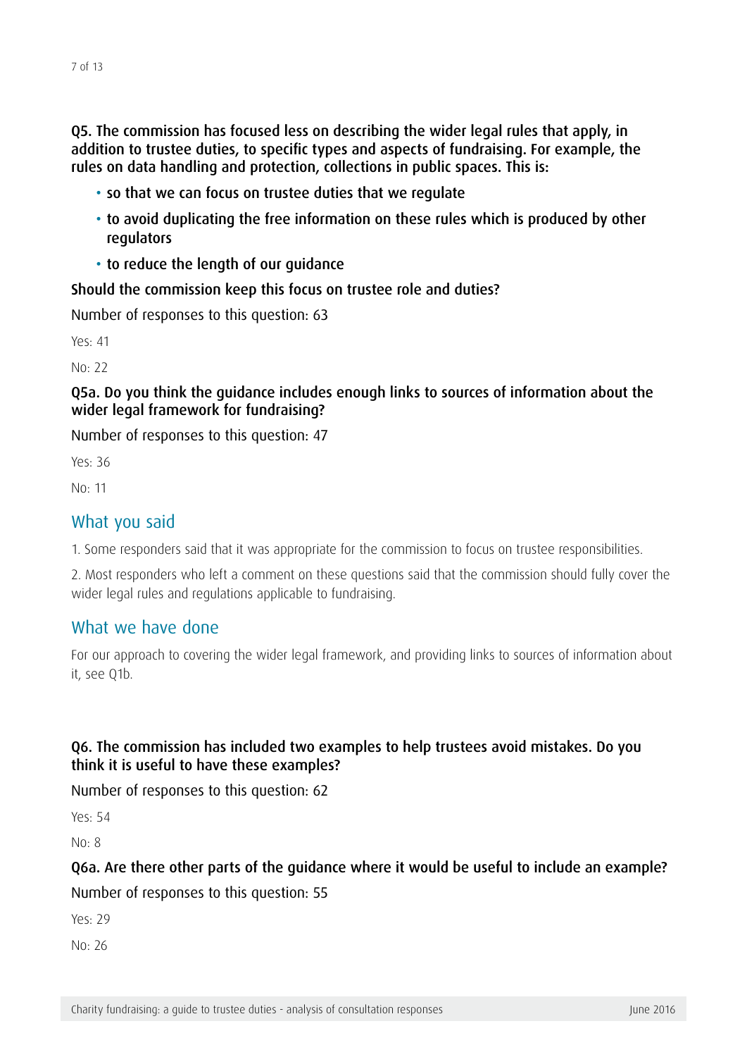**Q5. The commission has focused less on describing the wider legal rules that apply, in addition to trustee duties, to specific types and aspects of fundraising. For example, the rules on data handling and protection, collections in public spaces. This is:**

- **so that we can focus on trustee duties that we regulate**
- **to avoid duplicating the free information on these rules which is produced by other regulators**
- **to reduce the length of our guidance**

**Should the commission keep this focus on trustee role and duties?**

Number of responses to this question: 63

Yes: 41

No: 22

**Q5a. Do you think the guidance includes enough links to sources of information about the wider legal framework for fundraising?**

Number of responses to this question: 47

Yes: 36

No: 11

## What you said

1. Some responders said that it was appropriate for the commission to focus on trustee responsibilities.

2. Most responders who left a comment on these questions said that the commission should fully cover the wider legal rules and regulations applicable to fundraising.

## What we have done

For our approach to covering the wider legal framework, and providing links to sources of information about it, see Q1b.

**Q6. The commission has included two examples to help trustees avoid mistakes. Do you think it is useful to have these examples?**

Number of responses to this question: 62

Yes: 54

No: 8

**Q6a. Are there other parts of the guidance where it would be useful to include an example?**

Number of responses to this question: 55

Yes: 29

No: 26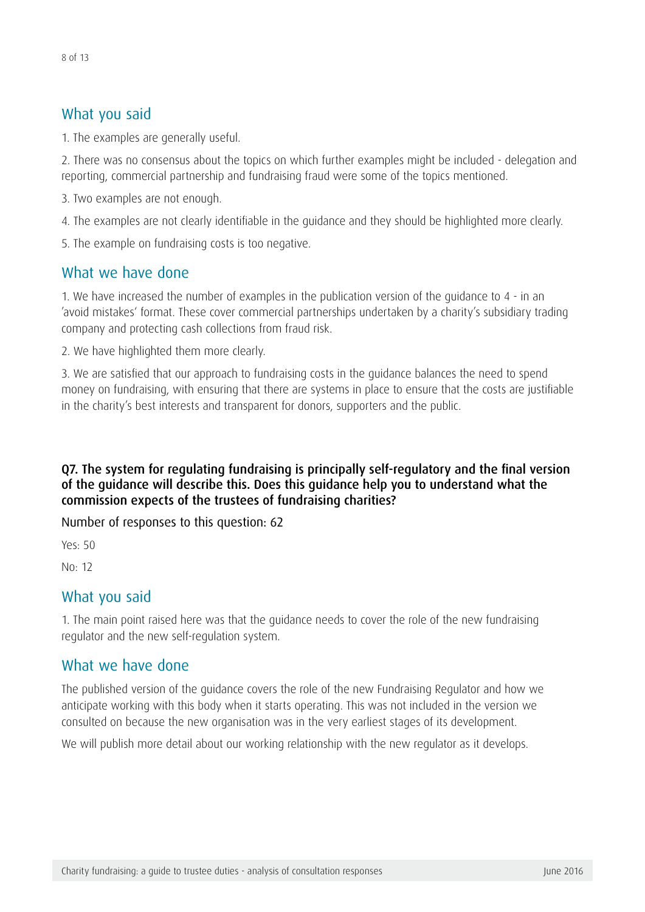## What you said

1. The examples are generally useful.

2. There was no consensus about the topics on which further examples might be included - delegation and reporting, commercial partnership and fundraising fraud were some of the topics mentioned.

3. Two examples are not enough.

4. The examples are not clearly identifiable in the guidance and they should be highlighted more clearly.

5. The example on fundraising costs is too negative.

## What we have done

1. We have increased the number of examples in the publication version of the guidance to 4 - in an 'avoid mistakes' format. These cover commercial partnerships undertaken by a charity's subsidiary trading company and protecting cash collections from fraud risk.

2. We have highlighted them more clearly.

3. We are satisfied that our approach to fundraising costs in the guidance balances the need to spend money on fundraising, with ensuring that there are systems in place to ensure that the costs are justifiable in the charity's best interests and transparent for donors, supporters and the public.

**Q7. The system for regulating fundraising is principally self-regulatory and the final version of the guidance will describe this. Does this guidance help you to understand what the commission expects of the trustees of fundraising charities?**

Number of responses to this question: 62

Yes: 50

No: 12

## What you said

1. The main point raised here was that the guidance needs to cover the role of the new fundraising regulator and the new self-regulation system.

## What we have done

The published version of the guidance covers the role of the new Fundraising Regulator and how we anticipate working with this body when it starts operating. This was not included in the version we consulted on because the new organisation was in the very earliest stages of its development.

We will publish more detail about our working relationship with the new regulator as it develops.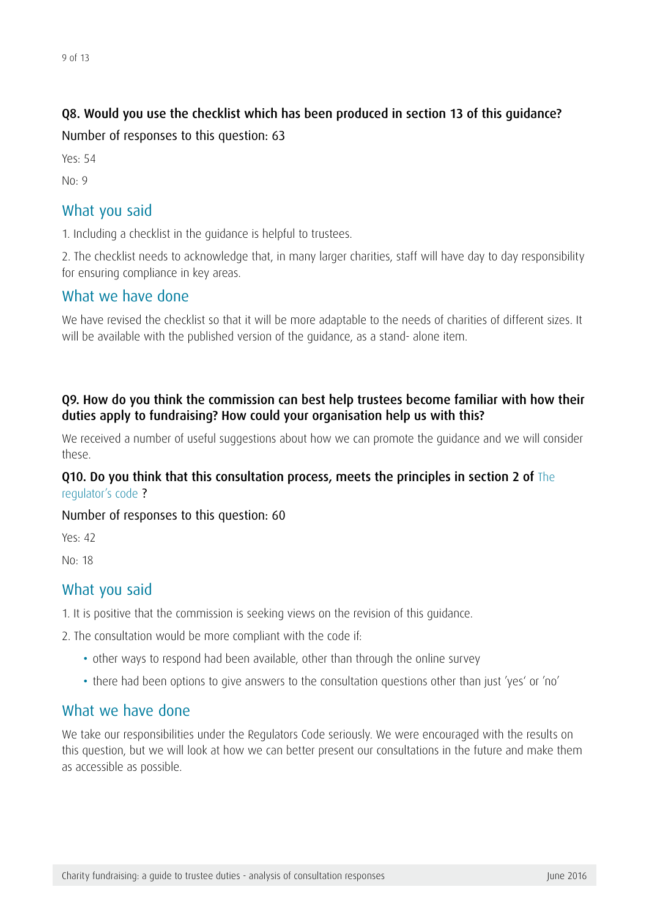### Q8. Would you use the checklist which has been produced in section 13 of this guidance?

Number of responses to this question: 63

Yes: 54

No: 9

## What you said

1. Including a checklist in the guidance is helpful to trustees.

2. The checklist needs to acknowledge that, in many larger charities, staff will have day to day responsibility for ensuring compliance in key areas.

## What we have done

We have revised the checklist so that it will be more adaptable to the needs of charities of different sizes. It will be available with the published version of the guidance, as a stand- alone item.

### Q9. How do you think the commission can best help trustees become familiar with how their duties apply to fundraising? How could your organisation help us with this?

We received a number of useful suggestions about how we can promote the guidance and we will consider these.

### Q10. Do you think that this consultation process, meets the principles in section 2 of The regulator's code ?

Number of responses to this question: 60

Yes: 42

No: 18

## What you said

1. It is positive that the commission is seeking views on the revision of this guidance.

2. The consultation would be more compliant with the code if:

- other ways to respond had been available, other than through the online survey
- there had been options to give answers to the consultation questions other than just 'yes' or 'no'

## What we have done

We take our responsibilities under the Regulators Code seriously. We were encouraged with the results on this question, but we will look at how we can better present our consultations in the future and make them as accessible as possible.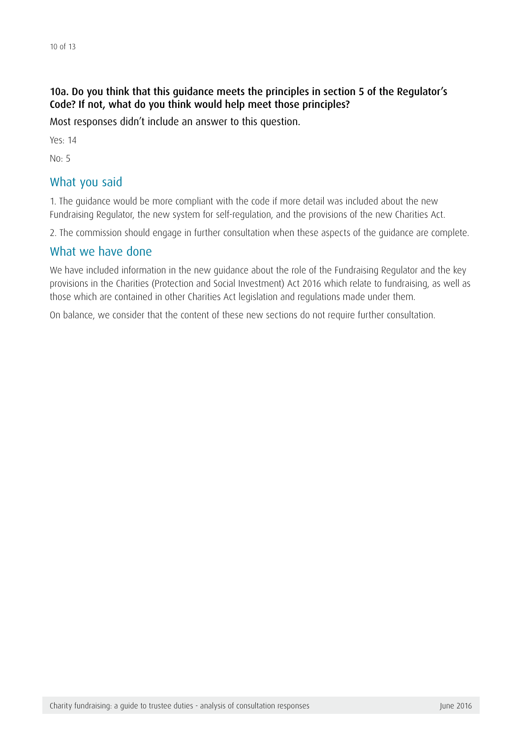### 10a. Do you think that this guidance meets the principles in section 5 of the Regulator's Code? If not, what do you think would help meet those principles?

Most responses didn't include an answer to this question.

Yes: 14

No: 5

## What you said

1. The guidance would be more compliant with the code if more detail was included about the new Fundraising Regulator, the new system for self-regulation, and the provisions of the new Charities Act.

2. The commission should engage in further consultation when these aspects of the guidance are complete.

## What we have done

We have included information in the new guidance about the role of the Fundraising Regulator and the key provisions in the Charities (Protection and Social Investment) Act 2016 which relate to fundraising, as well as those which are contained in other Charities Act legislation and regulations made under them.

On balance, we consider that the content of these new sections do not require further consultation.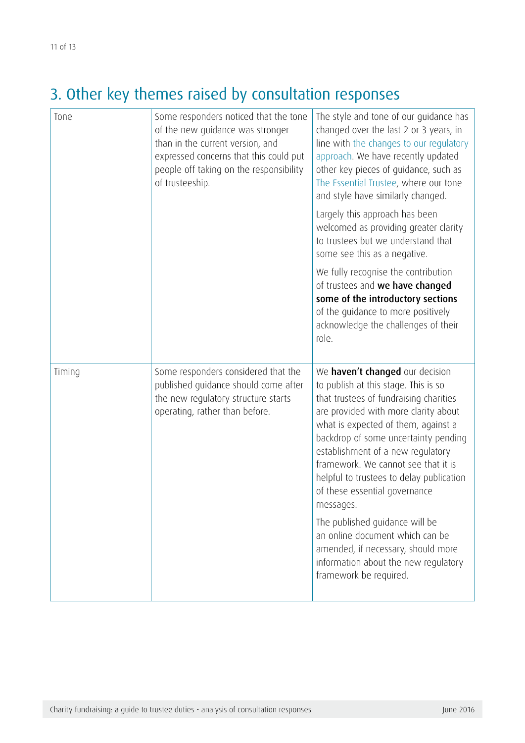## 3. Other key themes raised by consultation responses

| | | |
|---|---|---|
| Tone | Some responders noticed that the tone of the new guidance was stronger than in the current version, and expressed concerns that this could put people off taking on the responsibility of trusteeship. | The style and tone of our guidance has changed over the last 2 or 3 years, in line with the changes to our regulatory approach. We have recently updated other key pieces of guidance, such as The Essential Trustee, where our tone and style have similarly changed.<br><br>Largely this approach has been welcomed as providing greater clarity to trustees but we understand that some see this as a negative.<br><br>We fully recognise the contribution of trustees and **we have changed some of the introductory sections** of the guidance to more positively acknowledge the challenges of their role. |
| Timing | Some responders considered that the published guidance should come after the new regulatory structure starts operating, rather than before. | We **haven't changed** our decision to publish at this stage. This is so that trustees of fundraising charities are provided with more clarity about what is expected of them, against a backdrop of some uncertainty pending establishment of a new regulatory framework. We cannot see that it is helpful to trustees to delay publication of these essential governance messages.<br><br>The published guidance will be an online document which can be amended, if necessary, should more information about the new regulatory framework be required. |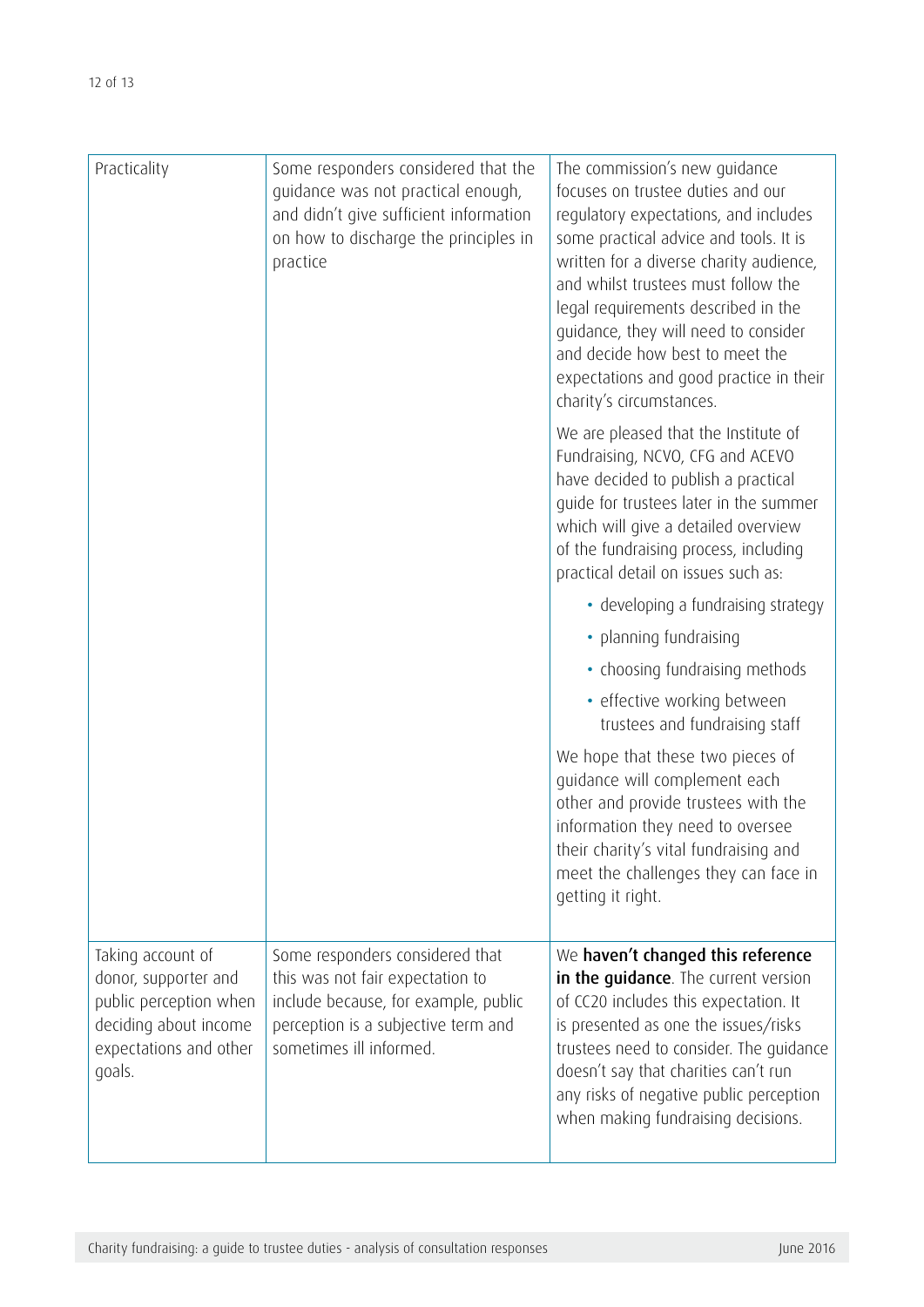| | | |
|---|---|---|
| Practicality | Some responders considered that the guidance was not practical enough, and didn't give sufficient information on how to discharge the principles in practice | The commission's new guidance focuses on trustee duties and our regulatory expectations, and includes some practical advice and tools. It is written for a diverse charity audience, and whilst trustees must follow the legal requirements described in the guidance, they will need to consider and decide how best to meet the expectations and good practice in their charity's circumstances.<br><br>We are pleased that the Institute of Fundraising, NCVO, CFG and ACEVO have decided to publish a practical guide for trustees later in the summer which will give a detailed overview of the fundraising process, including practical detail on issues such as:<br><br>• developing a fundraising strategy<br>• planning fundraising<br>• choosing fundraising methods<br>• effective working between trustees and fundraising staff<br><br>We hope that these two pieces of guidance will complement each other and provide trustees with the information they need to oversee their charity's vital fundraising and meet the challenges they can face in getting it right. |
| Taking account of donor, supporter and public perception when deciding about income expectations and other goals. | Some responders considered that this was not fair expectation to include because, for example, public perception is a subjective term and sometimes ill informed. | We **haven't changed this reference in the guidance**. The current version of CC20 includes this expectation. It is presented as one the issues/risks trustees need to consider. The guidance doesn't say that charities can't run any risks of negative public perception when making fundraising decisions. |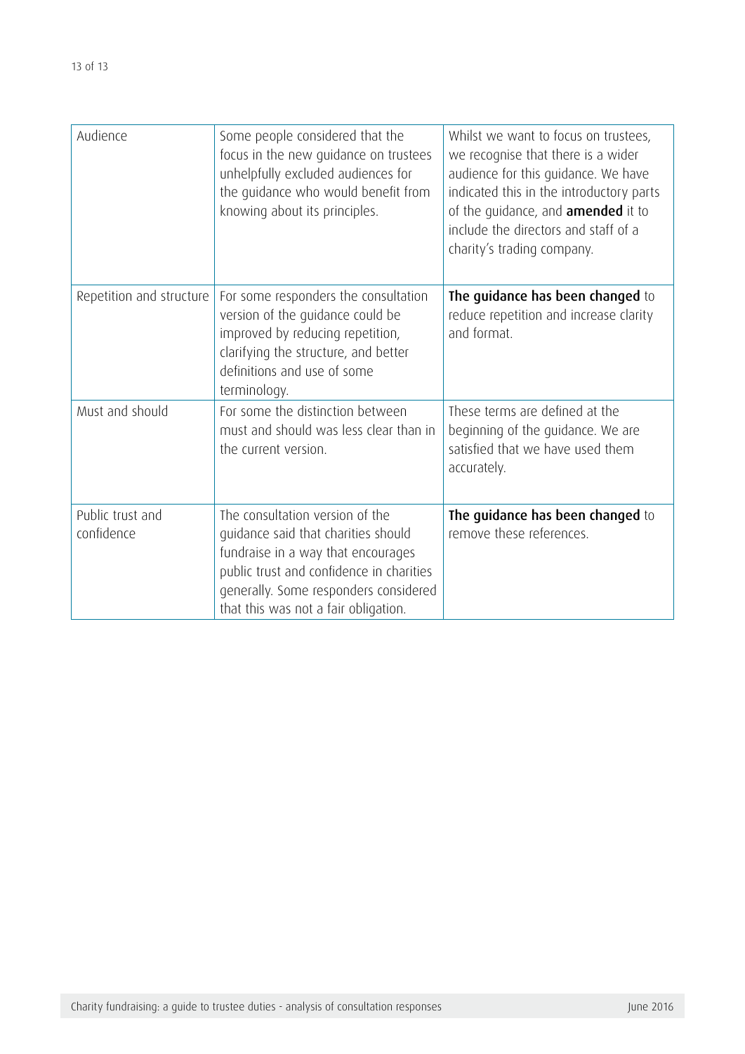| | | |
|---|---|---|
| Audience | Some people considered that the focus in the new guidance on trustees unhelpfully excluded audiences for the guidance who would benefit from knowing about its principles. | Whilst we want to focus on trustees, we recognise that there is a wider audience for this guidance. We have indicated this in the introductory parts of the guidance, and **amended** it to include the directors and staff of a charity's trading company. |
| Repetition and structure | For some responders the consultation version of the guidance could be improved by reducing repetition, clarifying the structure, and better definitions and use of some terminology. | **The guidance has been changed** to reduce repetition and increase clarity and format. |
| Must and should | For some the distinction between must and should was less clear than in the current version. | These terms are defined at the beginning of the guidance. We are satisfied that we have used them accurately. |
| Public trust and confidence | The consultation version of the guidance said that charities should fundraise in a way that encourages public trust and confidence in charities generally. Some responders considered that this was not a fair obligation. | **The guidance has been changed** to remove these references. |